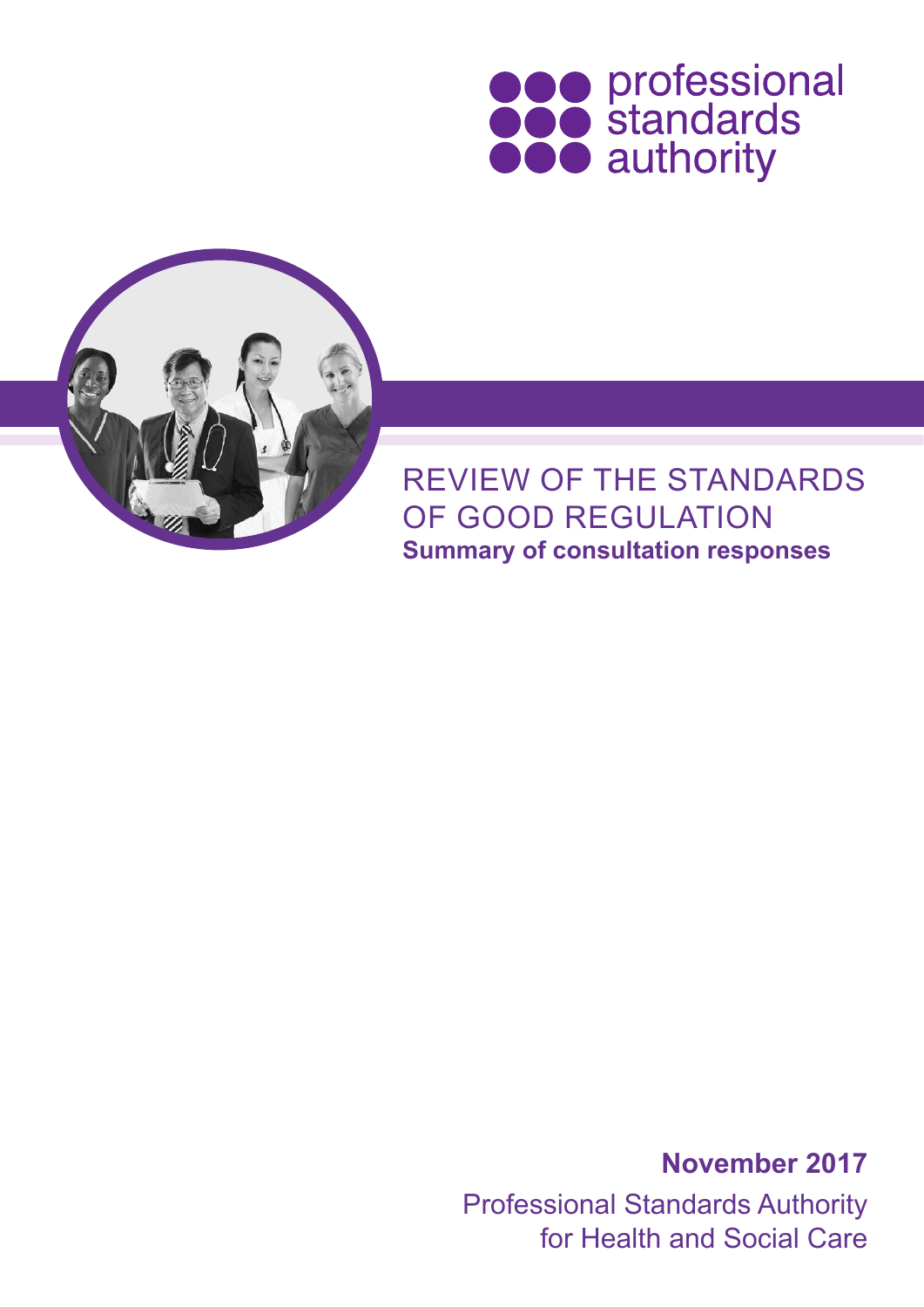professional standards authority

# REVIEW OF THE STANDARDS OF GOOD REGULATION

**Summary of consultation responses**

**November 2017**

Professional Standards Authority for Health and Social Care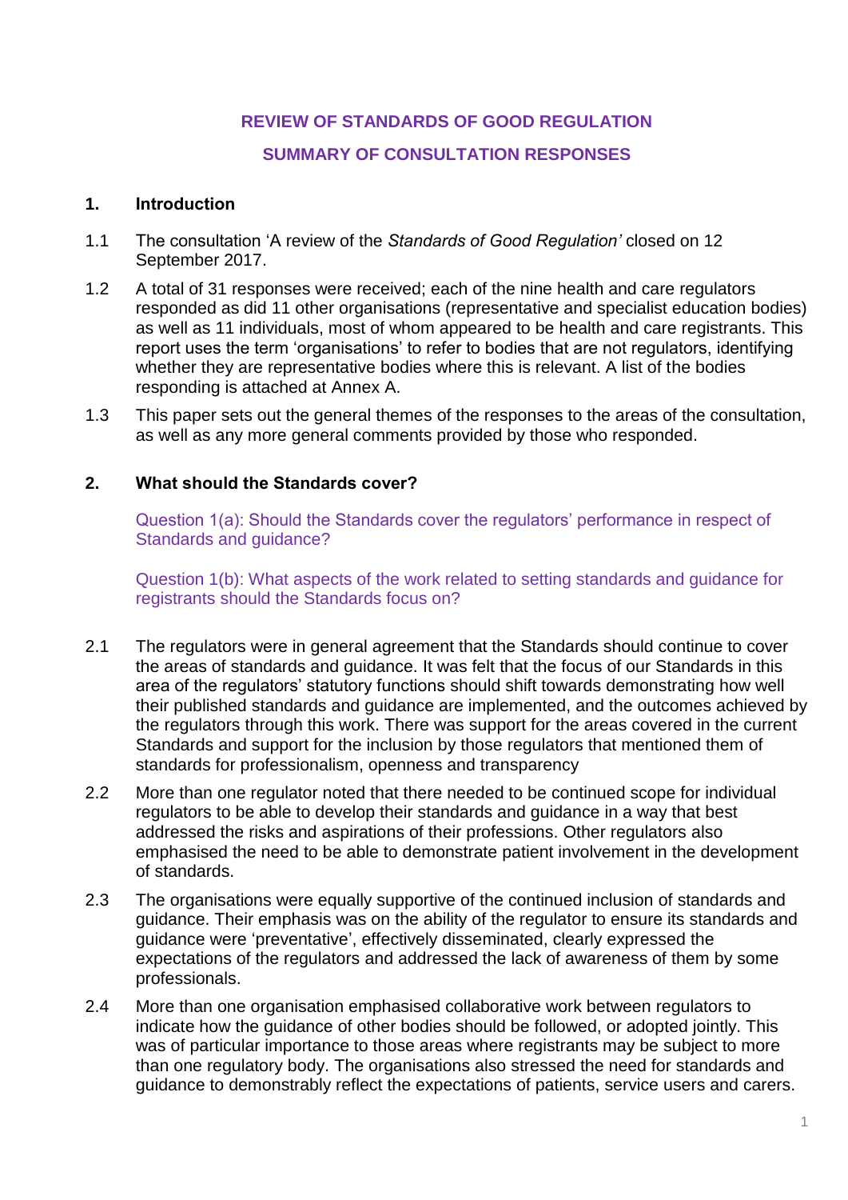# REVIEW OF STANDARDS OF GOOD REGULATION

## SUMMARY OF CONSULTATION RESPONSES

### 1. Introduction

1.1 The consultation 'A review of the *Standards of Good Regulation'* closed on 12 September 2017.

1.2 A total of 31 responses were received; each of the nine health and care regulators responded as did 11 other organisations (representative and specialist education bodies) as well as 11 individuals, most of whom appeared to be health and care registrants. This report uses the term 'organisations' to refer to bodies that are not regulators, identifying whether they are representative bodies where this is relevant. A list of the bodies responding is attached at Annex A.

1.3 This paper sets out the general themes of the responses to the areas of the consultation, as well as any more general comments provided by those who responded.

### 2. What should the Standards cover?

Question 1(a): Should the Standards cover the regulators' performance in respect of Standards and guidance?

Question 1(b): What aspects of the work related to setting standards and guidance for registrants should the Standards focus on?

2.1 The regulators were in general agreement that the Standards should continue to cover the areas of standards and guidance. It was felt that the focus of our Standards in this area of the regulators' statutory functions should shift towards demonstrating how well their published standards and guidance are implemented, and the outcomes achieved by the regulators through this work. There was support for the areas covered in the current Standards and support for the inclusion by those regulators that mentioned them of standards for professionalism, openness and transparency

2.2 More than one regulator noted that there needed to be continued scope for individual regulators to be able to develop their standards and guidance in a way that best addressed the risks and aspirations of their professions. Other regulators also emphasised the need to be able to demonstrate patient involvement in the development of standards.

2.3 The organisations were equally supportive of the continued inclusion of standards and guidance. Their emphasis was on the ability of the regulator to ensure its standards and guidance were 'preventative', effectively disseminated, clearly expressed the expectations of the regulators and addressed the lack of awareness of them by some professionals.

2.4 More than one organisation emphasised collaborative work between regulators to indicate how the guidance of other bodies should be followed, or adopted jointly. This was of particular importance to those areas where registrants may be subject to more than one regulatory body. The organisations also stressed the need for standards and guidance to demonstrably reflect the expectations of patients, service users and carers.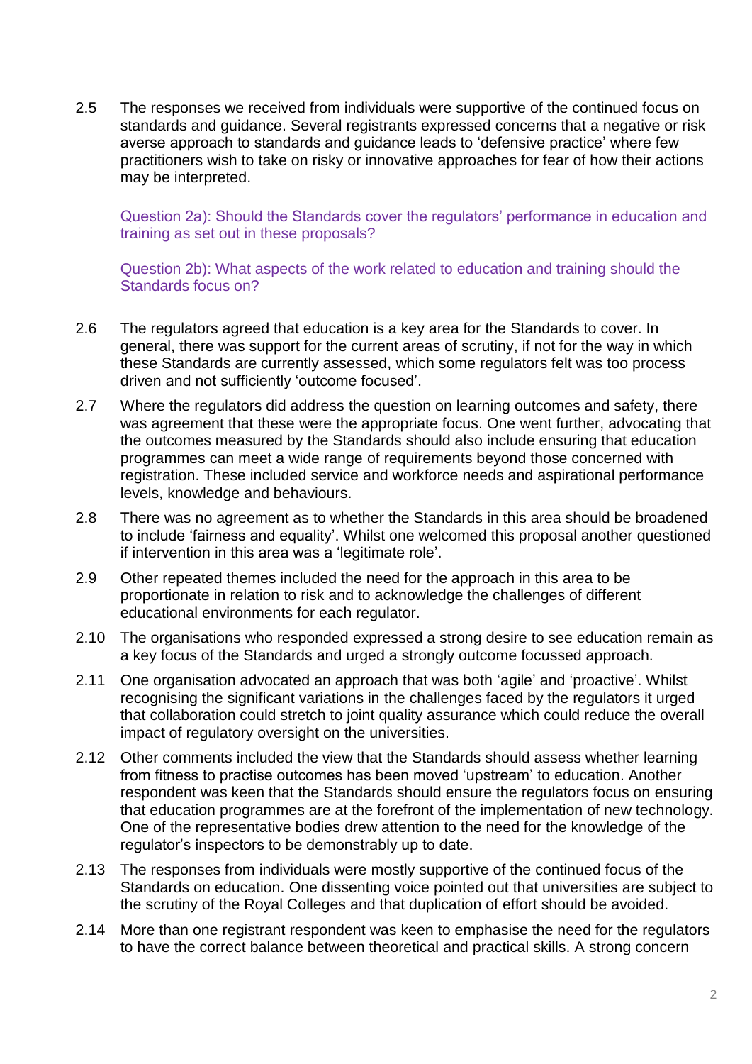2.5 The responses we received from individuals were supportive of the continued focus on standards and guidance. Several registrants expressed concerns that a negative or risk averse approach to standards and guidance leads to 'defensive practice' where few practitioners wish to take on risky or innovative approaches for fear of how their actions may be interpreted.

Question 2a): Should the Standards cover the regulators' performance in education and training as set out in these proposals?

Question 2b): What aspects of the work related to education and training should the Standards focus on?

2.6 The regulators agreed that education is a key area for the Standards to cover. In general, there was support for the current areas of scrutiny, if not for the way in which these Standards are currently assessed, which some regulators felt was too process driven and not sufficiently 'outcome focused'.

2.7 Where the regulators did address the question on learning outcomes and safety, there was agreement that these were the appropriate focus. One went further, advocating that the outcomes measured by the Standards should also include ensuring that education programmes can meet a wide range of requirements beyond those concerned with registration. These included service and workforce needs and aspirational performance levels, knowledge and behaviours.

2.8 There was no agreement as to whether the Standards in this area should be broadened to include 'fairness and equality'. Whilst one welcomed this proposal another questioned if intervention in this area was a 'legitimate role'.

2.9 Other repeated themes included the need for the approach in this area to be proportionate in relation to risk and to acknowledge the challenges of different educational environments for each regulator.

2.10 The organisations who responded expressed a strong desire to see education remain as a key focus of the Standards and urged a strongly outcome focussed approach.

2.11 One organisation advocated an approach that was both 'agile' and 'proactive'. Whilst recognising the significant variations in the challenges faced by the regulators it urged that collaboration could stretch to joint quality assurance which could reduce the overall impact of regulatory oversight on the universities.

2.12 Other comments included the view that the Standards should assess whether learning from fitness to practise outcomes has been moved 'upstream' to education. Another respondent was keen that the Standards should ensure the regulators focus on ensuring that education programmes are at the forefront of the implementation of new technology. One of the representative bodies drew attention to the need for the knowledge of the regulator's inspectors to be demonstrably up to date.

2.13 The responses from individuals were mostly supportive of the continued focus of the Standards on education. One dissenting voice pointed out that universities are subject to the scrutiny of the Royal Colleges and that duplication of effort should be avoided.

2.14 More than one registrant respondent was keen to emphasise the need for the regulators to have the correct balance between theoretical and practical skills. A strong concern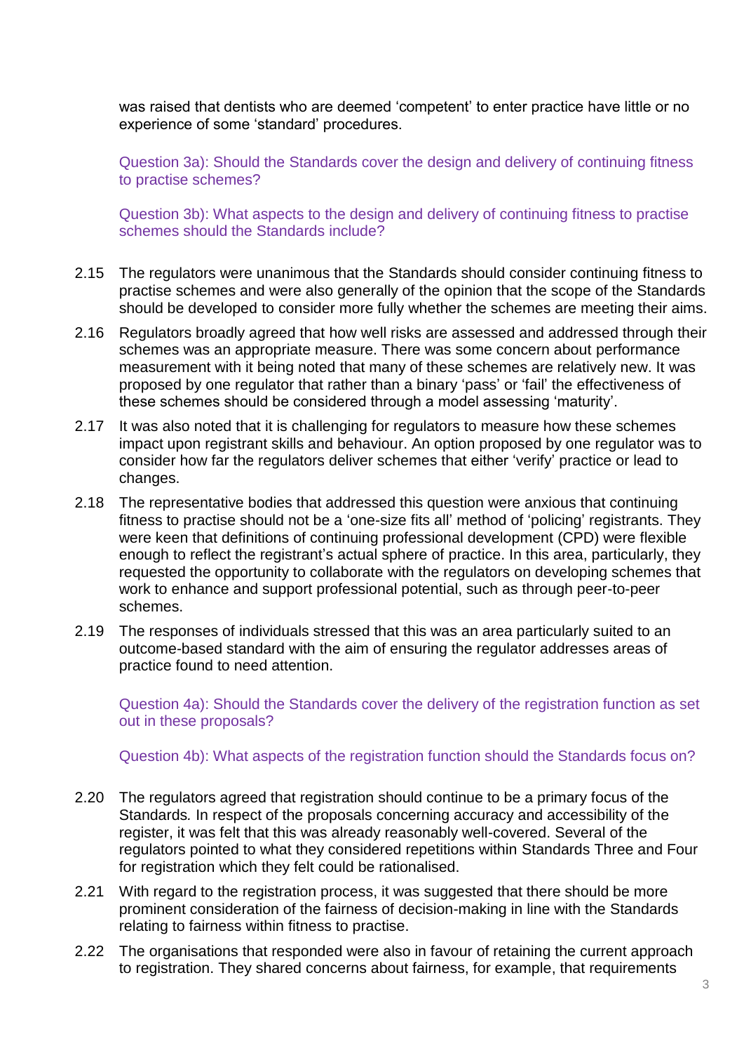was raised that dentists who are deemed 'competent' to enter practice have little or no experience of some 'standard' procedures.

Question 3a): Should the Standards cover the design and delivery of continuing fitness to practise schemes?

Question 3b): What aspects to the design and delivery of continuing fitness to practise schemes should the Standards include?

2.15 The regulators were unanimous that the Standards should consider continuing fitness to practise schemes and were also generally of the opinion that the scope of the Standards should be developed to consider more fully whether the schemes are meeting their aims.

2.16 Regulators broadly agreed that how well risks are assessed and addressed through their schemes was an appropriate measure. There was some concern about performance measurement with it being noted that many of these schemes are relatively new. It was proposed by one regulator that rather than a binary 'pass' or 'fail' the effectiveness of these schemes should be considered through a model assessing 'maturity'.

2.17 It was also noted that it is challenging for regulators to measure how these schemes impact upon registrant skills and behaviour. An option proposed by one regulator was to consider how far the regulators deliver schemes that either 'verify' practice or lead to changes.

2.18 The representative bodies that addressed this question were anxious that continuing fitness to practise should not be a 'one-size fits all' method of 'policing' registrants. They were keen that definitions of continuing professional development (CPD) were flexible enough to reflect the registrant's actual sphere of practice. In this area, particularly, they requested the opportunity to collaborate with the regulators on developing schemes that work to enhance and support professional potential, such as through peer-to-peer schemes.

2.19 The responses of individuals stressed that this was an area particularly suited to an outcome-based standard with the aim of ensuring the regulator addresses areas of practice found to need attention.

Question 4a): Should the Standards cover the delivery of the registration function as set out in these proposals?

Question 4b): What aspects of the registration function should the Standards focus on?

2.20 The regulators agreed that registration should continue to be a primary focus of the Standards*.* In respect of the proposals concerning accuracy and accessibility of the register, it was felt that this was already reasonably well-covered. Several of the regulators pointed to what they considered repetitions within Standards Three and Four for registration which they felt could be rationalised.

2.21 With regard to the registration process, it was suggested that there should be more prominent consideration of the fairness of decision-making in line with the Standards relating to fairness within fitness to practise.

2.22 The organisations that responded were also in favour of retaining the current approach to registration. They shared concerns about fairness, for example, that requirements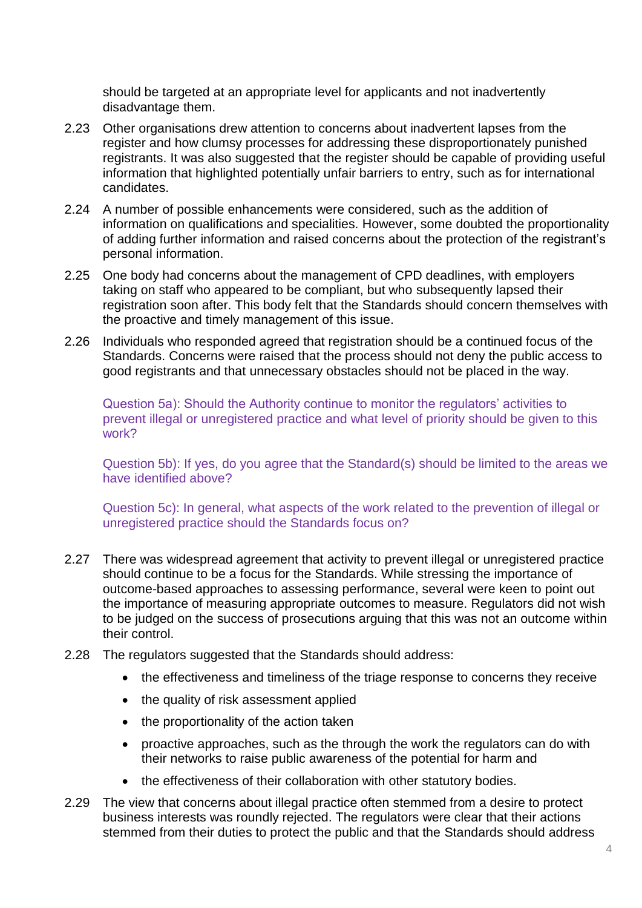should be targeted at an appropriate level for applicants and not inadvertently disadvantage them.

2.23 Other organisations drew attention to concerns about inadvertent lapses from the register and how clumsy processes for addressing these disproportionately punished registrants. It was also suggested that the register should be capable of providing useful information that highlighted potentially unfair barriers to entry, such as for international candidates.

2.24 A number of possible enhancements were considered, such as the addition of information on qualifications and specialities. However, some doubted the proportionality of adding further information and raised concerns about the protection of the registrant's personal information.

2.25 One body had concerns about the management of CPD deadlines, with employers taking on staff who appeared to be compliant, but who subsequently lapsed their registration soon after. This body felt that the Standards should concern themselves with the proactive and timely management of this issue.

2.26 Individuals who responded agreed that registration should be a continued focus of the Standards. Concerns were raised that the process should not deny the public access to good registrants and that unnecessary obstacles should not be placed in the way.

Question 5a): Should the Authority continue to monitor the regulators' activities to prevent illegal or unregistered practice and what level of priority should be given to this work?

Question 5b): If yes, do you agree that the Standard(s) should be limited to the areas we have identified above?

Question 5c): In general, what aspects of the work related to the prevention of illegal or unregistered practice should the Standards focus on?

2.27 There was widespread agreement that activity to prevent illegal or unregistered practice should continue to be a focus for the Standards. While stressing the importance of outcome-based approaches to assessing performance, several were keen to point out the importance of measuring appropriate outcomes to measure. Regulators did not wish to be judged on the success of prosecutions arguing that this was not an outcome within their control.

2.28 The regulators suggested that the Standards should address:

- the effectiveness and timeliness of the triage response to concerns they receive
- the quality of risk assessment applied
- the proportionality of the action taken
- proactive approaches, such as the through the work the regulators can do with their networks to raise public awareness of the potential for harm and
- the effectiveness of their collaboration with other statutory bodies.

2.29 The view that concerns about illegal practice often stemmed from a desire to protect business interests was roundly rejected. The regulators were clear that their actions stemmed from their duties to protect the public and that the Standards should address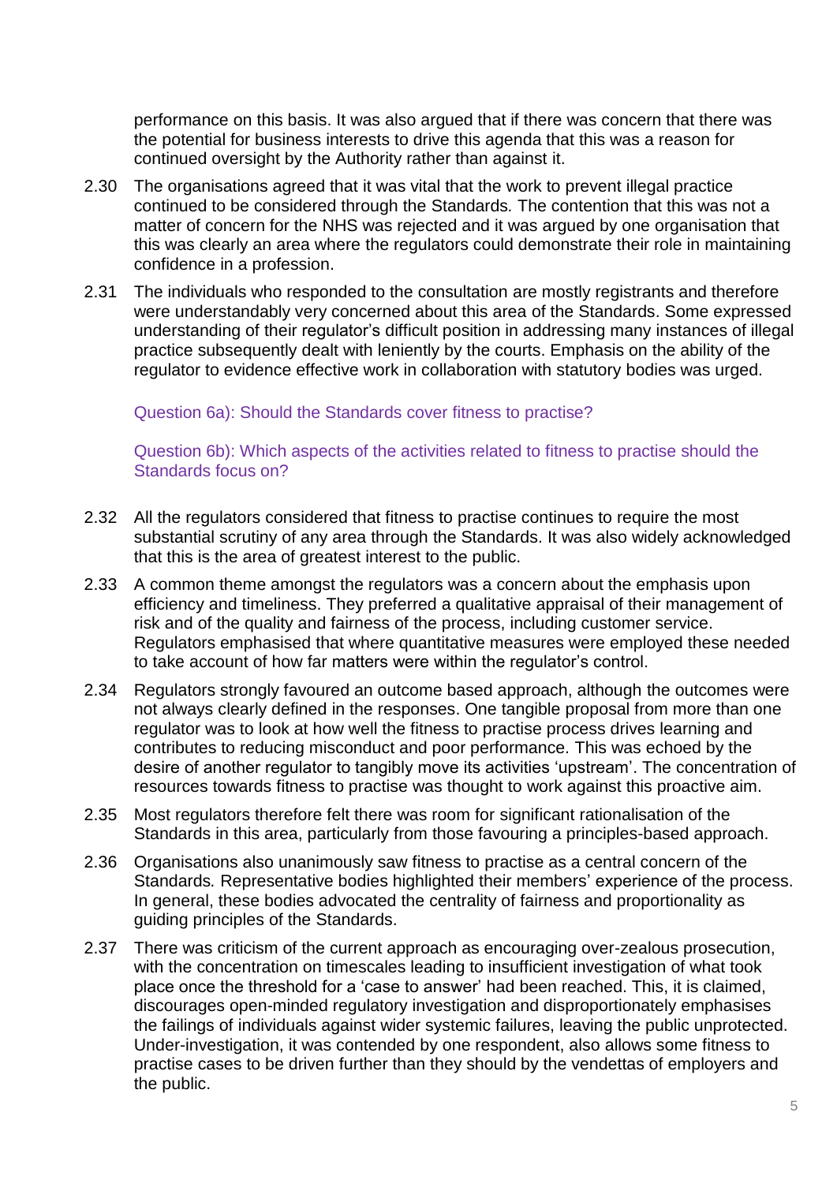performance on this basis. It was also argued that if there was concern that there was the potential for business interests to drive this agenda that this was a reason for continued oversight by the Authority rather than against it.

2.30 The organisations agreed that it was vital that the work to prevent illegal practice continued to be considered through the Standards*.* The contention that this was not a matter of concern for the NHS was rejected and it was argued by one organisation that this was clearly an area where the regulators could demonstrate their role in maintaining confidence in a profession.

2.31 The individuals who responded to the consultation are mostly registrants and therefore were understandably very concerned about this area of the Standards. Some expressed understanding of their regulator's difficult position in addressing many instances of illegal practice subsequently dealt with leniently by the courts. Emphasis on the ability of the regulator to evidence effective work in collaboration with statutory bodies was urged.

### Question 6a): Should the Standards cover fitness to practise?

### Question 6b): Which aspects of the activities related to fitness to practise should the Standards focus on?

2.32 All the regulators considered that fitness to practise continues to require the most substantial scrutiny of any area through the Standards. It was also widely acknowledged that this is the area of greatest interest to the public.

2.33 A common theme amongst the regulators was a concern about the emphasis upon efficiency and timeliness. They preferred a qualitative appraisal of their management of risk and of the quality and fairness of the process, including customer service. Regulators emphasised that where quantitative measures were employed these needed to take account of how far matters were within the regulator's control.

2.34 Regulators strongly favoured an outcome based approach, although the outcomes were not always clearly defined in the responses. One tangible proposal from more than one regulator was to look at how well the fitness to practise process drives learning and contributes to reducing misconduct and poor performance. This was echoed by the desire of another regulator to tangibly move its activities 'upstream'. The concentration of resources towards fitness to practise was thought to work against this proactive aim.

2.35 Most regulators therefore felt there was room for significant rationalisation of the Standards in this area, particularly from those favouring a principles-based approach.

2.36 Organisations also unanimously saw fitness to practise as a central concern of the Standards*.* Representative bodies highlighted their members' experience of the process. In general, these bodies advocated the centrality of fairness and proportionality as guiding principles of the Standards.

2.37 There was criticism of the current approach as encouraging over-zealous prosecution, with the concentration on timescales leading to insufficient investigation of what took place once the threshold for a 'case to answer' had been reached. This, it is claimed, discourages open-minded regulatory investigation and disproportionately emphasises the failings of individuals against wider systemic failures, leaving the public unprotected. Under-investigation, it was contended by one respondent, also allows some fitness to practise cases to be driven further than they should by the vendettas of employers and the public.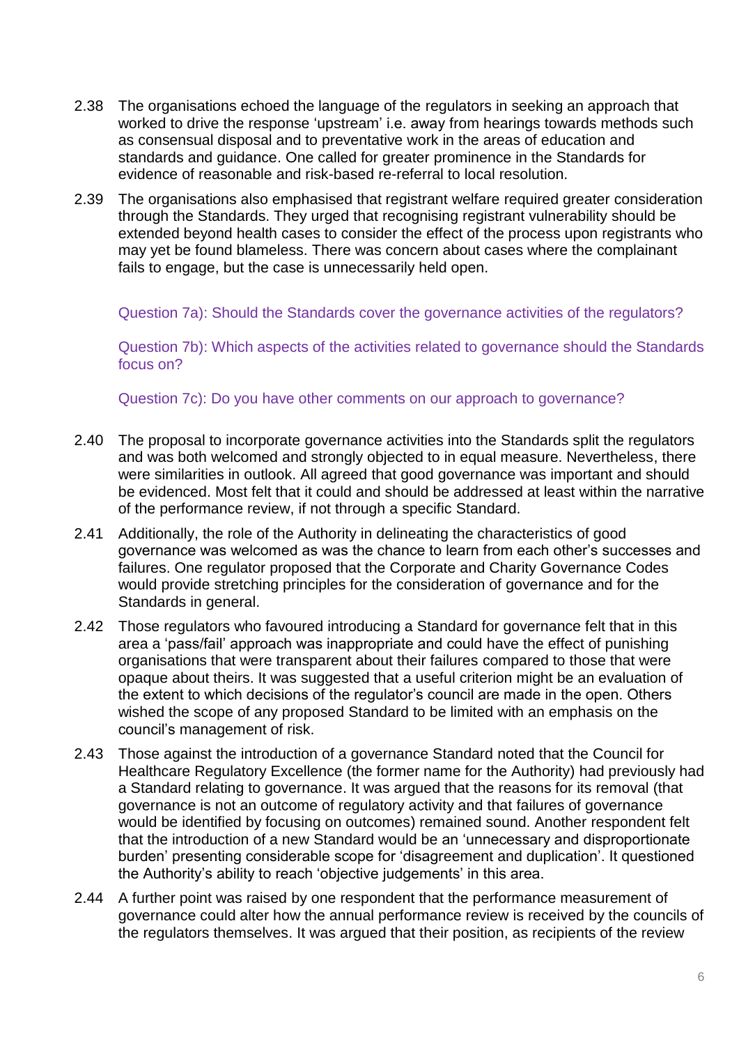2.38 The organisations echoed the language of the regulators in seeking an approach that worked to drive the response 'upstream' i.e. away from hearings towards methods such as consensual disposal and to preventative work in the areas of education and standards and guidance. One called for greater prominence in the Standards for evidence of reasonable and risk-based re-referral to local resolution.

2.39 The organisations also emphasised that registrant welfare required greater consideration through the Standards. They urged that recognising registrant vulnerability should be extended beyond health cases to consider the effect of the process upon registrants who may yet be found blameless. There was concern about cases where the complainant fails to engage, but the case is unnecessarily held open.

Question 7a): Should the Standards cover the governance activities of the regulators?

Question 7b): Which aspects of the activities related to governance should the Standards focus on?

Question 7c): Do you have other comments on our approach to governance?

2.40 The proposal to incorporate governance activities into the Standards split the regulators and was both welcomed and strongly objected to in equal measure. Nevertheless, there were similarities in outlook. All agreed that good governance was important and should be evidenced. Most felt that it could and should be addressed at least within the narrative of the performance review, if not through a specific Standard.

2.41 Additionally, the role of the Authority in delineating the characteristics of good governance was welcomed as was the chance to learn from each other's successes and failures. One regulator proposed that the Corporate and Charity Governance Codes would provide stretching principles for the consideration of governance and for the Standards in general.

2.42 Those regulators who favoured introducing a Standard for governance felt that in this area a 'pass/fail' approach was inappropriate and could have the effect of punishing organisations that were transparent about their failures compared to those that were opaque about theirs. It was suggested that a useful criterion might be an evaluation of the extent to which decisions of the regulator's council are made in the open. Others wished the scope of any proposed Standard to be limited with an emphasis on the council's management of risk.

2.43 Those against the introduction of a governance Standard noted that the Council for Healthcare Regulatory Excellence (the former name for the Authority) had previously had a Standard relating to governance. It was argued that the reasons for its removal (that governance is not an outcome of regulatory activity and that failures of governance would be identified by focusing on outcomes) remained sound. Another respondent felt that the introduction of a new Standard would be an 'unnecessary and disproportionate burden' presenting considerable scope for 'disagreement and duplication'. It questioned the Authority's ability to reach 'objective judgements' in this area.

2.44 A further point was raised by one respondent that the performance measurement of governance could alter how the annual performance review is received by the councils of the regulators themselves. It was argued that their position, as recipients of the review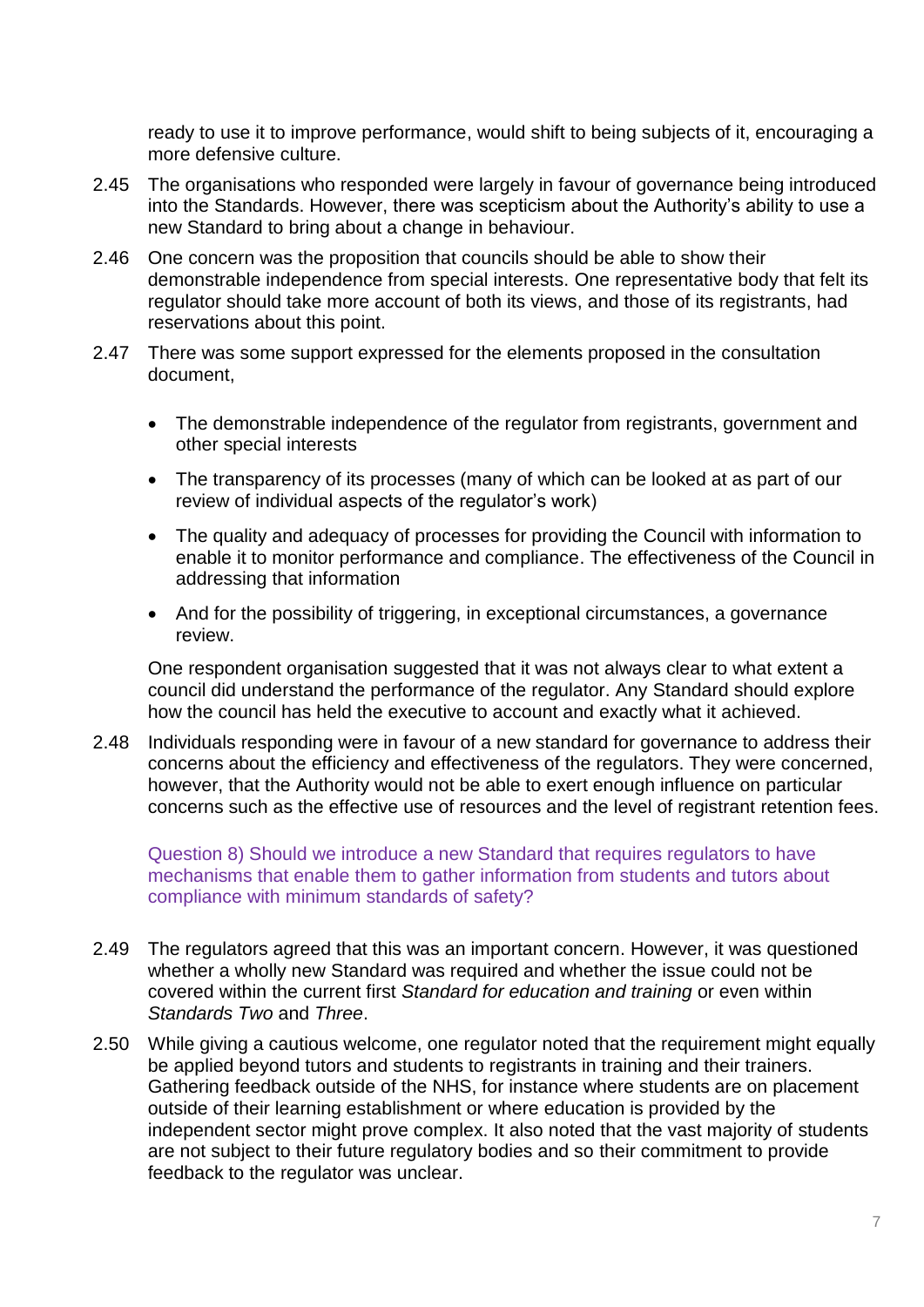ready to use it to improve performance, would shift to being subjects of it, encouraging a more defensive culture.

2.45 The organisations who responded were largely in favour of governance being introduced into the Standards. However, there was scepticism about the Authority's ability to use a new Standard to bring about a change in behaviour.

2.46 One concern was the proposition that councils should be able to show their demonstrable independence from special interests. One representative body that felt its regulator should take more account of both its views, and those of its registrants, had reservations about this point.

2.47 There was some support expressed for the elements proposed in the consultation document,

- The demonstrable independence of the regulator from registrants, government and other special interests
- The transparency of its processes (many of which can be looked at as part of our review of individual aspects of the regulator's work)
- The quality and adequacy of processes for providing the Council with information to enable it to monitor performance and compliance. The effectiveness of the Council in addressing that information
- And for the possibility of triggering, in exceptional circumstances, a governance review.

One respondent organisation suggested that it was not always clear to what extent a council did understand the performance of the regulator. Any Standard should explore how the council has held the executive to account and exactly what it achieved.

2.48 Individuals responding were in favour of a new standard for governance to address their concerns about the efficiency and effectiveness of the regulators. They were concerned, however, that the Authority would not be able to exert enough influence on particular concerns such as the effective use of resources and the level of registrant retention fees.

Question 8) Should we introduce a new Standard that requires regulators to have mechanisms that enable them to gather information from students and tutors about compliance with minimum standards of safety?

2.49 The regulators agreed that this was an important concern. However, it was questioned whether a wholly new Standard was required and whether the issue could not be covered within the current first *Standard for education and training* or even within *Standards Two* and *Three*.

2.50 While giving a cautious welcome, one regulator noted that the requirement might equally be applied beyond tutors and students to registrants in training and their trainers. Gathering feedback outside of the NHS, for instance where students are on placement outside of their learning establishment or where education is provided by the independent sector might prove complex. It also noted that the vast majority of students are not subject to their future regulatory bodies and so their commitment to provide feedback to the regulator was unclear.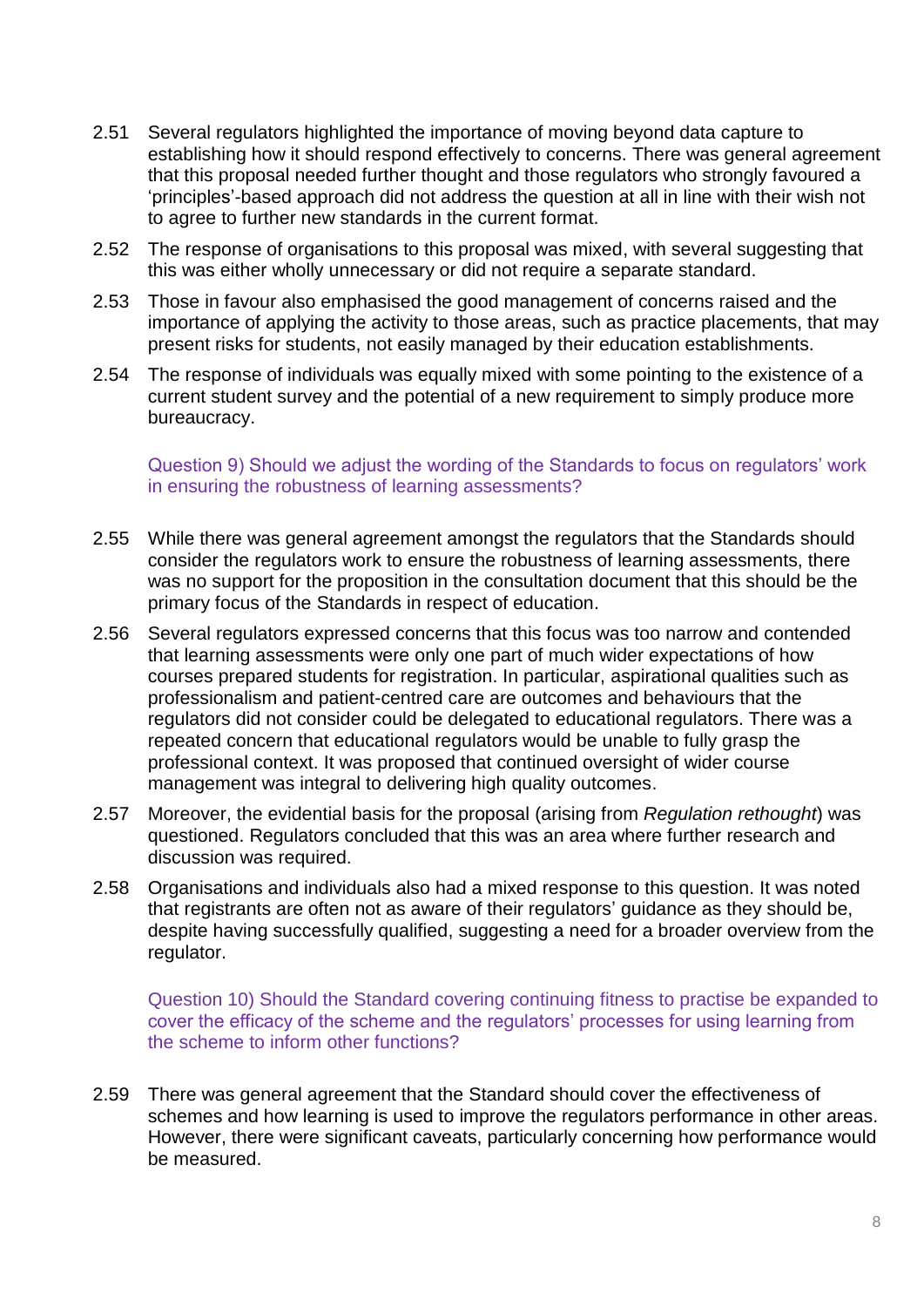2.51 Several regulators highlighted the importance of moving beyond data capture to establishing how it should respond effectively to concerns. There was general agreement that this proposal needed further thought and those regulators who strongly favoured a 'principles'-based approach did not address the question at all in line with their wish not to agree to further new standards in the current format.

2.52 The response of organisations to this proposal was mixed, with several suggesting that this was either wholly unnecessary or did not require a separate standard.

2.53 Those in favour also emphasised the good management of concerns raised and the importance of applying the activity to those areas, such as practice placements, that may present risks for students, not easily managed by their education establishments.

2.54 The response of individuals was equally mixed with some pointing to the existence of a current student survey and the potential of a new requirement to simply produce more bureaucracy.

Question 9) Should we adjust the wording of the Standards to focus on regulators' work in ensuring the robustness of learning assessments?

2.55 While there was general agreement amongst the regulators that the Standards should consider the regulators work to ensure the robustness of learning assessments, there was no support for the proposition in the consultation document that this should be the primary focus of the Standards in respect of education.

2.56 Several regulators expressed concerns that this focus was too narrow and contended that learning assessments were only one part of much wider expectations of how courses prepared students for registration. In particular, aspirational qualities such as professionalism and patient-centred care are outcomes and behaviours that the regulators did not consider could be delegated to educational regulators. There was a repeated concern that educational regulators would be unable to fully grasp the professional context. It was proposed that continued oversight of wider course management was integral to delivering high quality outcomes.

2.57 Moreover, the evidential basis for the proposal (arising from *Regulation rethought*) was questioned. Regulators concluded that this was an area where further research and discussion was required.

2.58 Organisations and individuals also had a mixed response to this question. It was noted that registrants are often not as aware of their regulators' guidance as they should be, despite having successfully qualified, suggesting a need for a broader overview from the regulator.

Question 10) Should the Standard covering continuing fitness to practise be expanded to cover the efficacy of the scheme and the regulators' processes for using learning from the scheme to inform other functions?

2.59 There was general agreement that the Standard should cover the effectiveness of schemes and how learning is used to improve the regulators performance in other areas. However, there were significant caveats, particularly concerning how performance would be measured.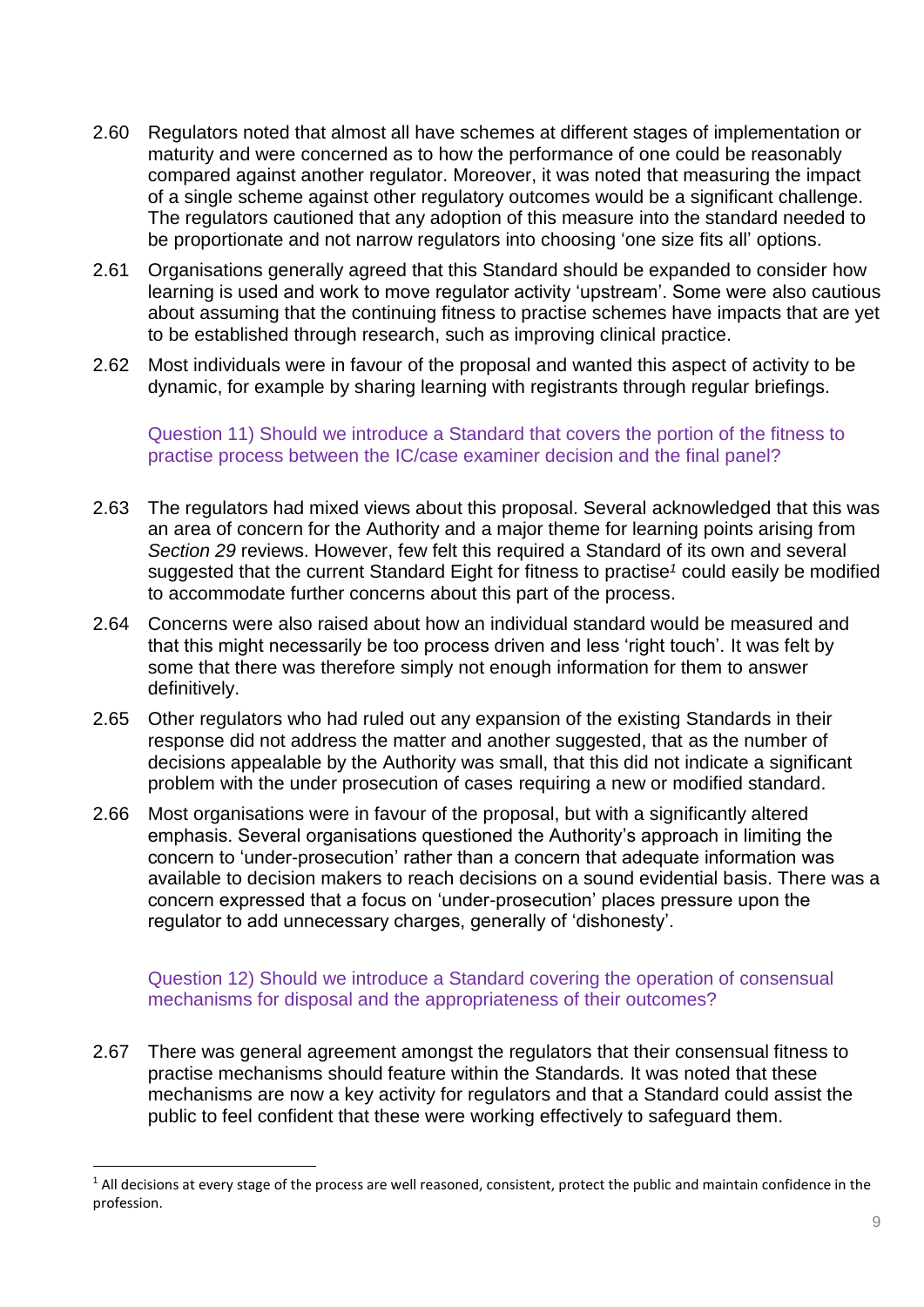2.60 Regulators noted that almost all have schemes at different stages of implementation or maturity and were concerned as to how the performance of one could be reasonably compared against another regulator. Moreover, it was noted that measuring the impact of a single scheme against other regulatory outcomes would be a significant challenge. The regulators cautioned that any adoption of this measure into the standard needed to be proportionate and not narrow regulators into choosing 'one size fits all' options.

2.61 Organisations generally agreed that this Standard should be expanded to consider how learning is used and work to move regulator activity 'upstream'. Some were also cautious about assuming that the continuing fitness to practise schemes have impacts that are yet to be established through research, such as improving clinical practice.

2.62 Most individuals were in favour of the proposal and wanted this aspect of activity to be dynamic, for example by sharing learning with registrants through regular briefings.

Question 11) Should we introduce a Standard that covers the portion of the fitness to practise process between the IC/case examiner decision and the final panel?

2.63 The regulators had mixed views about this proposal. Several acknowledged that this was an area of concern for the Authority and a major theme for learning points arising from *Section 29* reviews. However, few felt this required a Standard of its own and several suggested that the current Standard Eight for fitness to practise[1] could easily be modified to accommodate further concerns about this part of the process.

2.64 Concerns were also raised about how an individual standard would be measured and that this might necessarily be too process driven and less 'right touch'. It was felt by some that there was therefore simply not enough information for them to answer definitively.

2.65 Other regulators who had ruled out any expansion of the existing Standards in their response did not address the matter and another suggested, that as the number of decisions appealable by the Authority was small, that this did not indicate a significant problem with the under prosecution of cases requiring a new or modified standard.

2.66 Most organisations were in favour of the proposal, but with a significantly altered emphasis. Several organisations questioned the Authority's approach in limiting the concern to 'under-prosecution' rather than a concern that adequate information was available to decision makers to reach decisions on a sound evidential basis. There was a concern expressed that a focus on 'under-prosecution' places pressure upon the regulator to add unnecessary charges, generally of 'dishonesty'.

Question 12) Should we introduce a Standard covering the operation of consensual mechanisms for disposal and the appropriateness of their outcomes?

2.67 There was general agreement amongst the regulators that their consensual fitness to practise mechanisms should feature within the Standards. It was noted that these mechanisms are now a key activity for regulators and that a Standard could assist the public to feel confident that these were working effectively to safeguard them.

[1] All decisions at every stage of the process are well reasoned, consistent, protect the public and maintain confidence in the profession.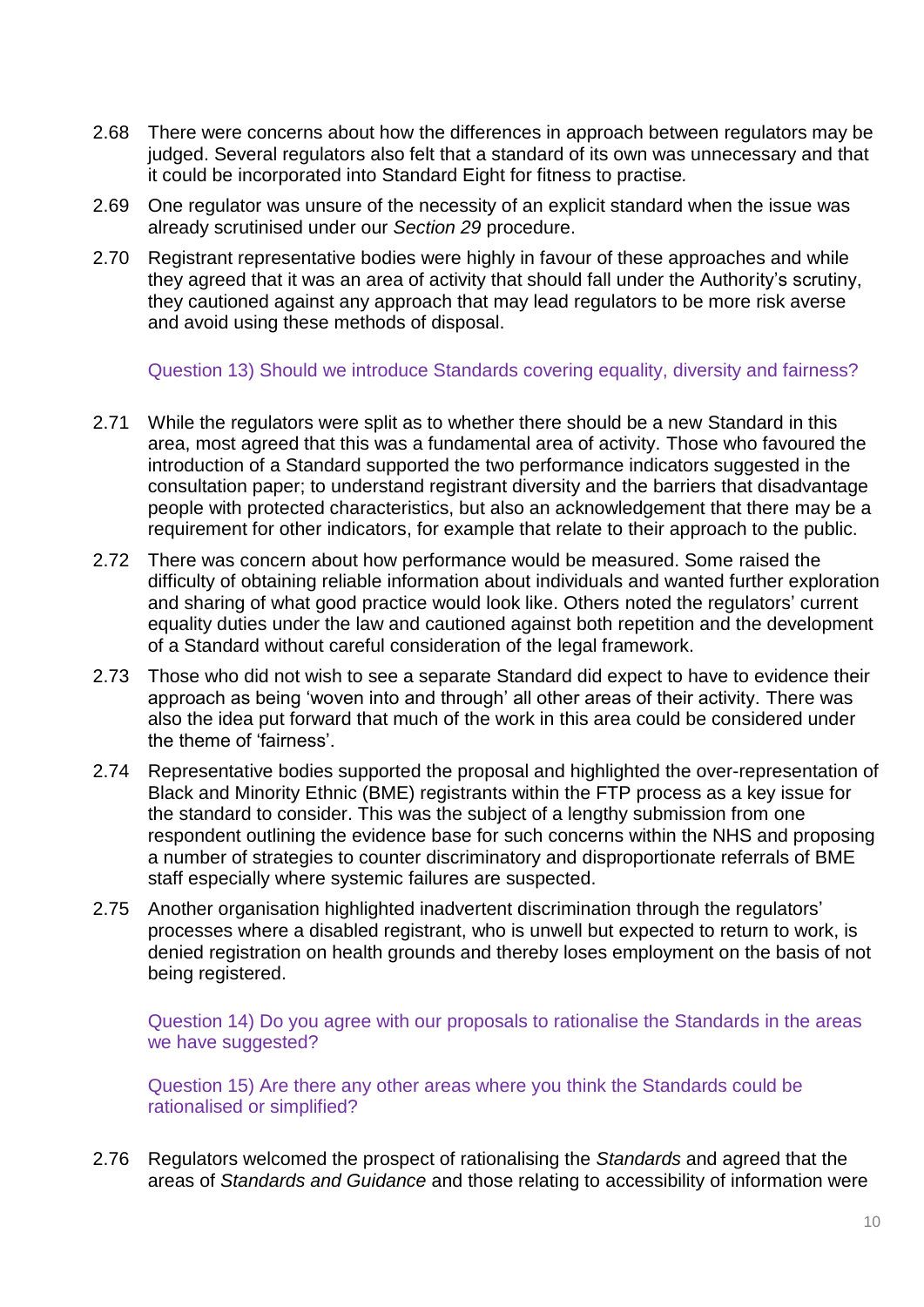2.68 There were concerns about how the differences in approach between regulators may be judged. Several regulators also felt that a standard of its own was unnecessary and that it could be incorporated into Standard Eight for fitness to practise*.*

2.69 One regulator was unsure of the necessity of an explicit standard when the issue was already scrutinised under our *Section 29* procedure.

2.70 Registrant representative bodies were highly in favour of these approaches and while they agreed that it was an area of activity that should fall under the Authority's scrutiny, they cautioned against any approach that may lead regulators to be more risk averse and avoid using these methods of disposal.

Question 13) Should we introduce Standards covering equality, diversity and fairness?

2.71 While the regulators were split as to whether there should be a new Standard in this area, most agreed that this was a fundamental area of activity. Those who favoured the introduction of a Standard supported the two performance indicators suggested in the consultation paper; to understand registrant diversity and the barriers that disadvantage people with protected characteristics, but also an acknowledgement that there may be a requirement for other indicators, for example that relate to their approach to the public.

2.72 There was concern about how performance would be measured. Some raised the difficulty of obtaining reliable information about individuals and wanted further exploration and sharing of what good practice would look like. Others noted the regulators' current equality duties under the law and cautioned against both repetition and the development of a Standard without careful consideration of the legal framework.

2.73 Those who did not wish to see a separate Standard did expect to have to evidence their approach as being 'woven into and through' all other areas of their activity. There was also the idea put forward that much of the work in this area could be considered under the theme of 'fairness'.

2.74 Representative bodies supported the proposal and highlighted the over-representation of Black and Minority Ethnic (BME) registrants within the FTP process as a key issue for the standard to consider. This was the subject of a lengthy submission from one respondent outlining the evidence base for such concerns within the NHS and proposing a number of strategies to counter discriminatory and disproportionate referrals of BME staff especially where systemic failures are suspected.

2.75 Another organisation highlighted inadvertent discrimination through the regulators' processes where a disabled registrant, who is unwell but expected to return to work, is denied registration on health grounds and thereby loses employment on the basis of not being registered.

Question 14) Do you agree with our proposals to rationalise the Standards in the areas we have suggested?

Question 15) Are there any other areas where you think the Standards could be rationalised or simplified?

2.76 Regulators welcomed the prospect of rationalising the *Standards* and agreed that the areas of *Standards and Guidance* and those relating to accessibility of information were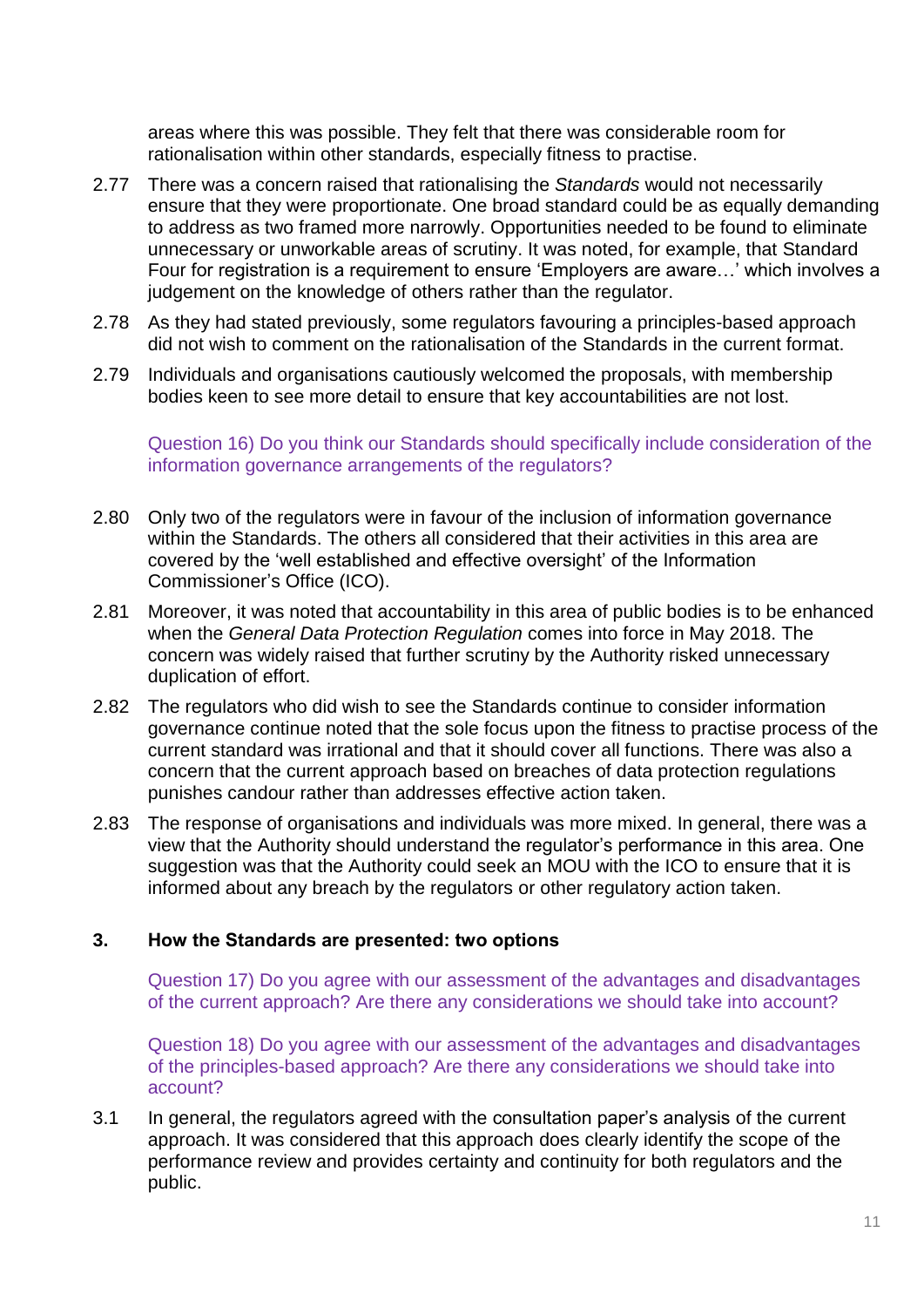areas where this was possible. They felt that there was considerable room for rationalisation within other standards, especially fitness to practise.

2.77 There was a concern raised that rationalising the *Standards* would not necessarily ensure that they were proportionate. One broad standard could be as equally demanding to address as two framed more narrowly. Opportunities needed to be found to eliminate unnecessary or unworkable areas of scrutiny. It was noted, for example, that Standard Four for registration is a requirement to ensure 'Employers are aware…' which involves a judgement on the knowledge of others rather than the regulator.

2.78 As they had stated previously, some regulators favouring a principles-based approach did not wish to comment on the rationalisation of the Standards in the current format.

2.79 Individuals and organisations cautiously welcomed the proposals, with membership bodies keen to see more detail to ensure that key accountabilities are not lost.

Question 16) Do you think our Standards should specifically include consideration of the information governance arrangements of the regulators?

2.80 Only two of the regulators were in favour of the inclusion of information governance within the Standards. The others all considered that their activities in this area are covered by the 'well established and effective oversight' of the Information Commissioner's Office (ICO).

2.81 Moreover, it was noted that accountability in this area of public bodies is to be enhanced when the *General Data Protection Regulation* comes into force in May 2018. The concern was widely raised that further scrutiny by the Authority risked unnecessary duplication of effort.

2.82 The regulators who did wish to see the Standards continue to consider information governance continue noted that the sole focus upon the fitness to practise process of the current standard was irrational and that it should cover all functions. There was also a concern that the current approach based on breaches of data protection regulations punishes candour rather than addresses effective action taken.

2.83 The response of organisations and individuals was more mixed. In general, there was a view that the Authority should understand the regulator's performance in this area. One suggestion was that the Authority could seek an MOU with the ICO to ensure that it is informed about any breach by the regulators or other regulatory action taken.

## 3. How the Standards are presented: two options

Question 17) Do you agree with our assessment of the advantages and disadvantages of the current approach? Are there any considerations we should take into account?

Question 18) Do you agree with our assessment of the advantages and disadvantages of the principles-based approach? Are there any considerations we should take into account?

3.1 In general, the regulators agreed with the consultation paper's analysis of the current approach. It was considered that this approach does clearly identify the scope of the performance review and provides certainty and continuity for both regulators and the public.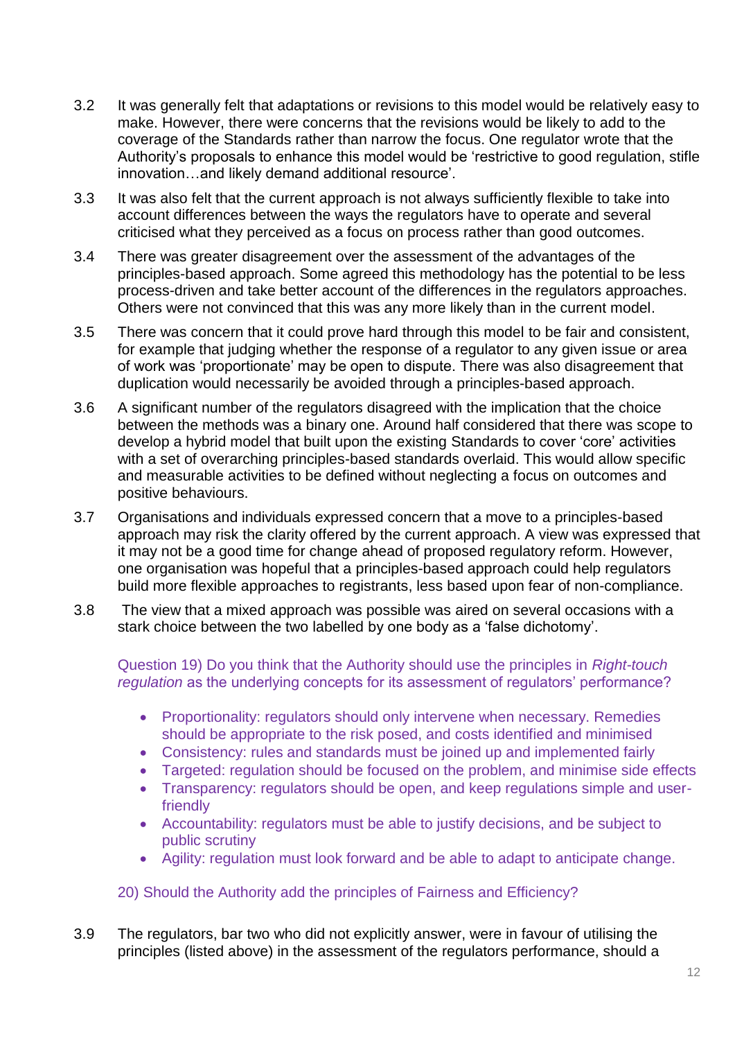3.2 It was generally felt that adaptations or revisions to this model would be relatively easy to make. However, there were concerns that the revisions would be likely to add to the coverage of the Standards rather than narrow the focus. One regulator wrote that the Authority's proposals to enhance this model would be 'restrictive to good regulation, stifle innovation…and likely demand additional resource'.

3.3 It was also felt that the current approach is not always sufficiently flexible to take into account differences between the ways the regulators have to operate and several criticised what they perceived as a focus on process rather than good outcomes.

3.4 There was greater disagreement over the assessment of the advantages of the principles-based approach. Some agreed this methodology has the potential to be less process-driven and take better account of the differences in the regulators approaches. Others were not convinced that this was any more likely than in the current model.

3.5 There was concern that it could prove hard through this model to be fair and consistent, for example that judging whether the response of a regulator to any given issue or area of work was 'proportionate' may be open to dispute. There was also disagreement that duplication would necessarily be avoided through a principles-based approach.

3.6 A significant number of the regulators disagreed with the implication that the choice between the methods was a binary one. Around half considered that there was scope to develop a hybrid model that built upon the existing Standards to cover 'core' activities with a set of overarching principles-based standards overlaid. This would allow specific and measurable activities to be defined without neglecting a focus on outcomes and positive behaviours.

3.7 Organisations and individuals expressed concern that a move to a principles-based approach may risk the clarity offered by the current approach. A view was expressed that it may not be a good time for change ahead of proposed regulatory reform. However, one organisation was hopeful that a principles-based approach could help regulators build more flexible approaches to registrants, less based upon fear of non-compliance.

3.8 The view that a mixed approach was possible was aired on several occasions with a stark choice between the two labelled by one body as a 'false dichotomy'.

Question 19) Do you think that the Authority should use the principles in *Right-touch regulation* as the underlying concepts for its assessment of regulators' performance?

- Proportionality: regulators should only intervene when necessary. Remedies should be appropriate to the risk posed, and costs identified and minimised
- Consistency: rules and standards must be joined up and implemented fairly
- Targeted: regulation should be focused on the problem, and minimise side effects
- Transparency: regulators should be open, and keep regulations simple and user-friendly
- Accountability: regulators must be able to justify decisions, and be subject to public scrutiny
- Agility: regulation must look forward and be able to adapt to anticipate change.

20) Should the Authority add the principles of Fairness and Efficiency?

3.9 The regulators, bar two who did not explicitly answer, were in favour of utilising the principles (listed above) in the assessment of the regulators performance, should a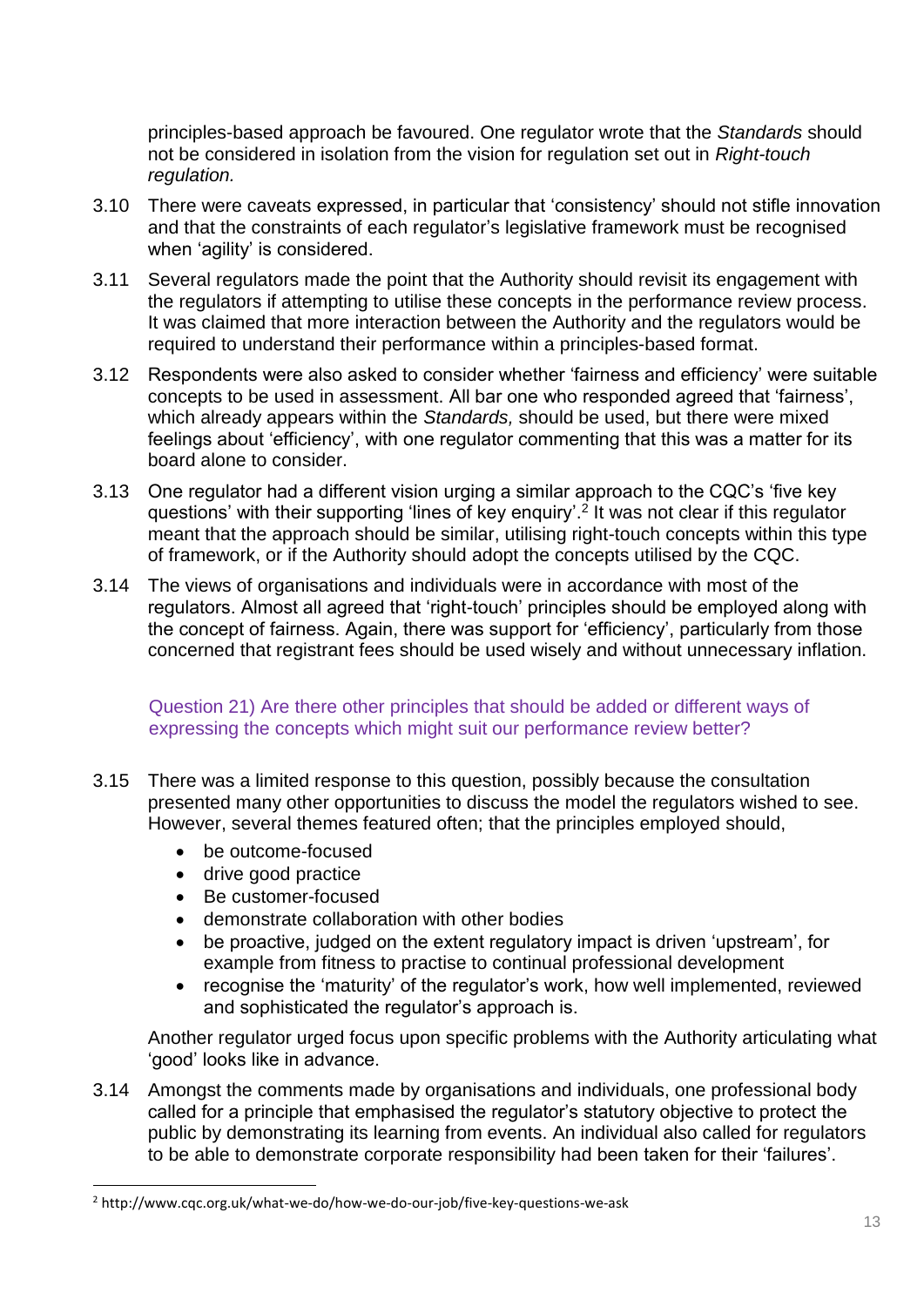principles-based approach be favoured. One regulator wrote that the *Standards* should not be considered in isolation from the vision for regulation set out in *Right-touch regulation.*

3.10 There were caveats expressed, in particular that 'consistency' should not stifle innovation and that the constraints of each regulator's legislative framework must be recognised when 'agility' is considered.

3.11 Several regulators made the point that the Authority should revisit its engagement with the regulators if attempting to utilise these concepts in the performance review process. It was claimed that more interaction between the Authority and the regulators would be required to understand their performance within a principles-based format.

3.12 Respondents were also asked to consider whether 'fairness and efficiency' were suitable concepts to be used in assessment. All bar one who responded agreed that 'fairness', which already appears within the *Standards,* should be used, but there were mixed feelings about 'efficiency', with one regulator commenting that this was a matter for its board alone to consider.

3.13 One regulator had a different vision urging a similar approach to the CQC's 'five key questions' with their supporting 'lines of key enquiry'.[2] It was not clear if this regulator meant that the approach should be similar, utilising right-touch concepts within this type of framework, or if the Authority should adopt the concepts utilised by the CQC.

3.14 The views of organisations and individuals were in accordance with most of the regulators. Almost all agreed that 'right-touch' principles should be employed along with the concept of fairness. Again, there was support for 'efficiency', particularly from those concerned that registrant fees should be used wisely and without unnecessary inflation.

Question 21) Are there other principles that should be added or different ways of expressing the concepts which might suit our performance review better?

3.15 There was a limited response to this question, possibly because the consultation presented many other opportunities to discuss the model the regulators wished to see. However, several themes featured often; that the principles employed should,

- be outcome-focused
- drive good practice
- Be customer-focused
- demonstrate collaboration with other bodies
- be proactive, judged on the extent regulatory impact is driven 'upstream', for example from fitness to practise to continual professional development
- recognise the 'maturity' of the regulator's work, how well implemented, reviewed and sophisticated the regulator's approach is.

Another regulator urged focus upon specific problems with the Authority articulating what 'good' looks like in advance.

3.14 Amongst the comments made by organisations and individuals, one professional body called for a principle that emphasised the regulator's statutory objective to protect the public by demonstrating its learning from events. An individual also called for regulators to be able to demonstrate corporate responsibility had been taken for their 'failures'.

---

[2] http://www.cqc.org.uk/what-we-do/how-we-do-our-job/five-key-questions-we-ask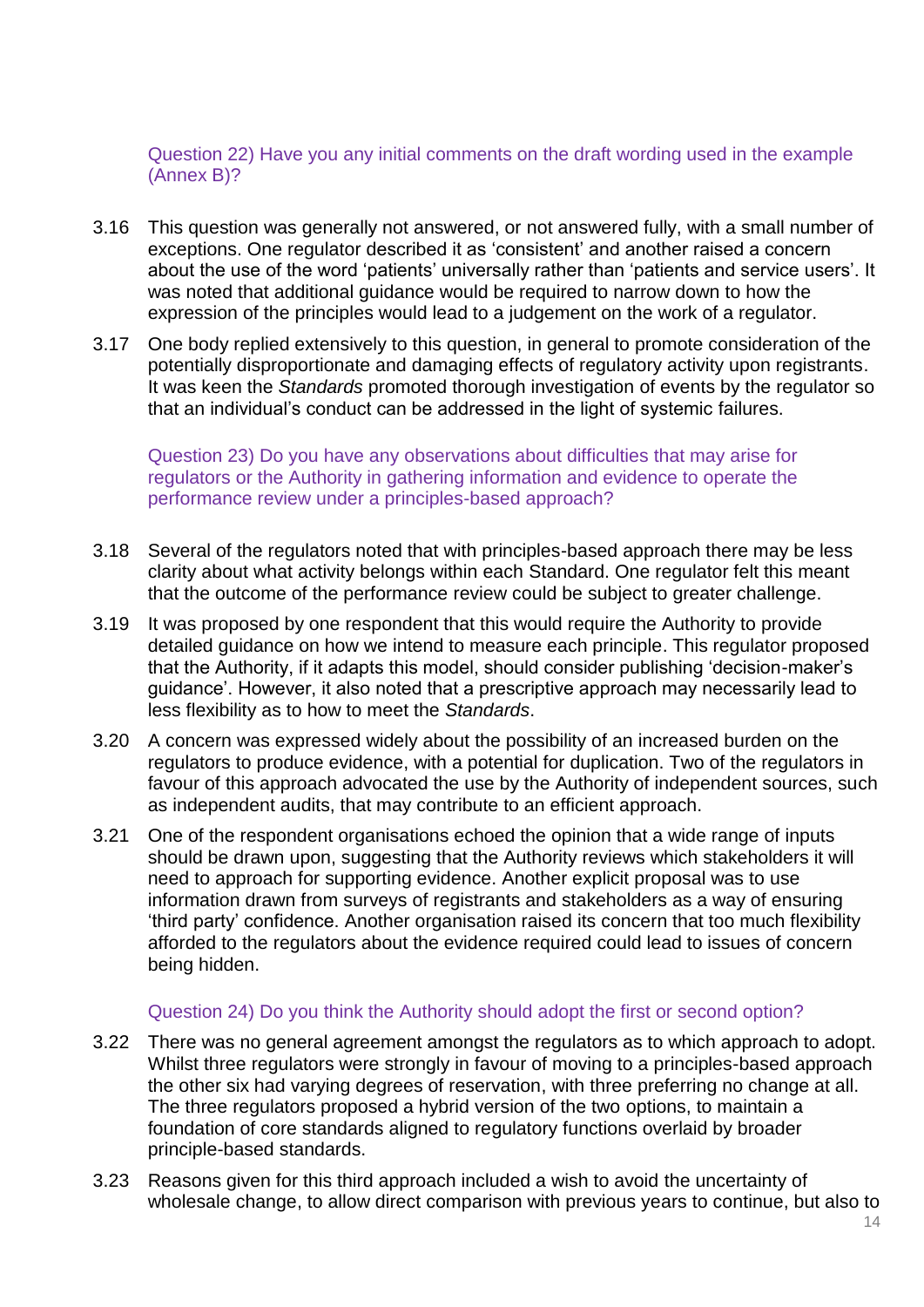Question 22) Have you any initial comments on the draft wording used in the example (Annex B)?

3.16 This question was generally not answered, or not answered fully, with a small number of exceptions. One regulator described it as 'consistent' and another raised a concern about the use of the word 'patients' universally rather than 'patients and service users'. It was noted that additional guidance would be required to narrow down to how the expression of the principles would lead to a judgement on the work of a regulator.

3.17 One body replied extensively to this question, in general to promote consideration of the potentially disproportionate and damaging effects of regulatory activity upon registrants. It was keen the *Standards* promoted thorough investigation of events by the regulator so that an individual's conduct can be addressed in the light of systemic failures.

Question 23) Do you have any observations about difficulties that may arise for regulators or the Authority in gathering information and evidence to operate the performance review under a principles-based approach?

3.18 Several of the regulators noted that with principles-based approach there may be less clarity about what activity belongs within each Standard. One regulator felt this meant that the outcome of the performance review could be subject to greater challenge.

3.19 It was proposed by one respondent that this would require the Authority to provide detailed guidance on how we intend to measure each principle. This regulator proposed that the Authority, if it adapts this model, should consider publishing 'decision-maker's guidance'. However, it also noted that a prescriptive approach may necessarily lead to less flexibility as to how to meet the *Standards*.

3.20 A concern was expressed widely about the possibility of an increased burden on the regulators to produce evidence, with a potential for duplication. Two of the regulators in favour of this approach advocated the use by the Authority of independent sources, such as independent audits, that may contribute to an efficient approach.

3.21 One of the respondent organisations echoed the opinion that a wide range of inputs should be drawn upon, suggesting that the Authority reviews which stakeholders it will need to approach for supporting evidence. Another explicit proposal was to use information drawn from surveys of registrants and stakeholders as a way of ensuring 'third party' confidence. Another organisation raised its concern that too much flexibility afforded to the regulators about the evidence required could lead to issues of concern being hidden.

Question 24) Do you think the Authority should adopt the first or second option?

3.22 There was no general agreement amongst the regulators as to which approach to adopt. Whilst three regulators were strongly in favour of moving to a principles-based approach the other six had varying degrees of reservation, with three preferring no change at all. The three regulators proposed a hybrid version of the two options, to maintain a foundation of core standards aligned to regulatory functions overlaid by broader principle-based standards.

3.23 Reasons given for this third approach included a wish to avoid the uncertainty of wholesale change, to allow direct comparison with previous years to continue, but also to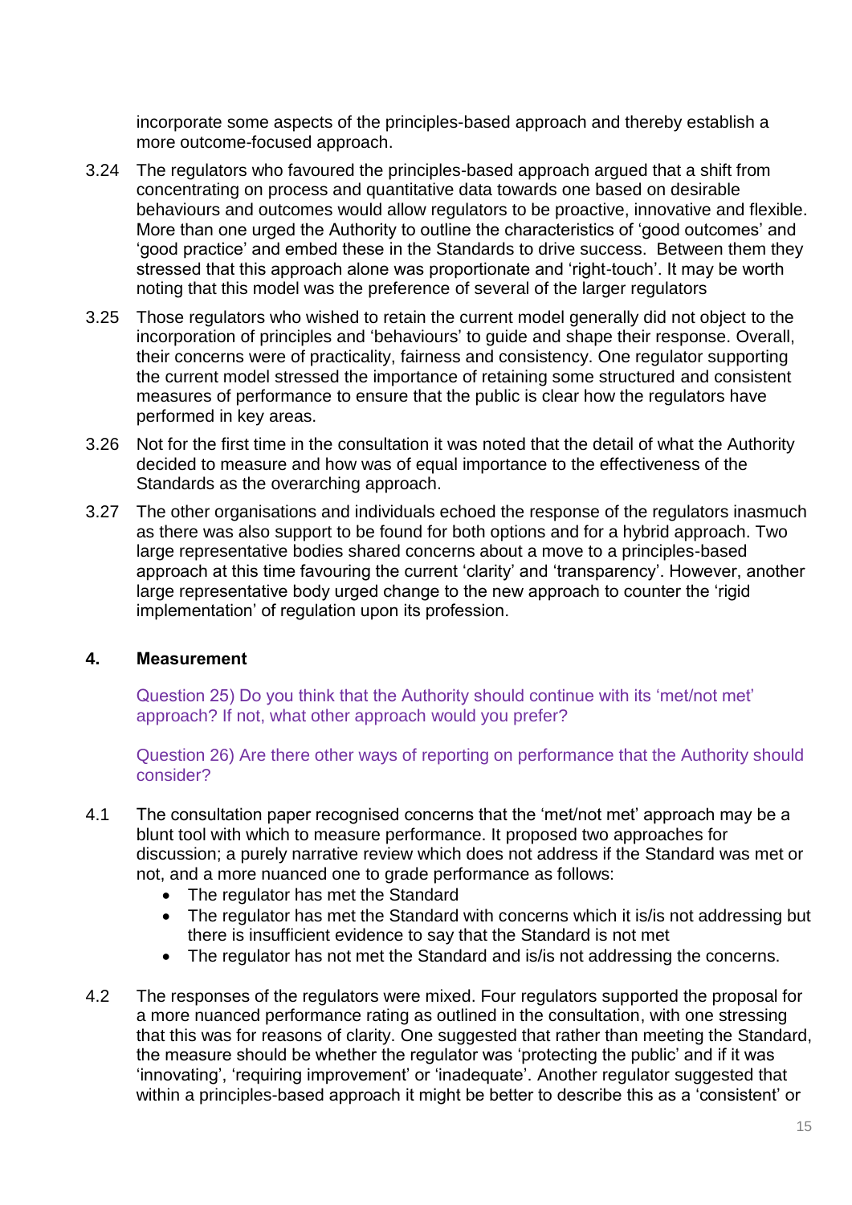incorporate some aspects of the principles-based approach and thereby establish a more outcome-focused approach.

3.24 The regulators who favoured the principles-based approach argued that a shift from concentrating on process and quantitative data towards one based on desirable behaviours and outcomes would allow regulators to be proactive, innovative and flexible. More than one urged the Authority to outline the characteristics of 'good outcomes' and 'good practice' and embed these in the Standards to drive success. Between them they stressed that this approach alone was proportionate and 'right-touch'. It may be worth noting that this model was the preference of several of the larger regulators

3.25 Those regulators who wished to retain the current model generally did not object to the incorporation of principles and 'behaviours' to guide and shape their response. Overall, their concerns were of practicality, fairness and consistency. One regulator supporting the current model stressed the importance of retaining some structured and consistent measures of performance to ensure that the public is clear how the regulators have performed in key areas.

3.26 Not for the first time in the consultation it was noted that the detail of what the Authority decided to measure and how was of equal importance to the effectiveness of the Standards as the overarching approach.

3.27 The other organisations and individuals echoed the response of the regulators inasmuch as there was also support to be found for both options and for a hybrid approach. Two large representative bodies shared concerns about a move to a principles-based approach at this time favouring the current 'clarity' and 'transparency'. However, another large representative body urged change to the new approach to counter the 'rigid implementation' of regulation upon its profession.

## 4. Measurement

Question 25) Do you think that the Authority should continue with its 'met/not met' approach? If not, what other approach would you prefer?

Question 26) Are there other ways of reporting on performance that the Authority should consider?

4.1 The consultation paper recognised concerns that the 'met/not met' approach may be a blunt tool with which to measure performance. It proposed two approaches for discussion; a purely narrative review which does not address if the Standard was met or not, and a more nuanced one to grade performance as follows:

- The regulator has met the Standard
- The regulator has met the Standard with concerns which it is/is not addressing but there is insufficient evidence to say that the Standard is not met
- The regulator has not met the Standard and is/is not addressing the concerns.

4.2 The responses of the regulators were mixed. Four regulators supported the proposal for a more nuanced performance rating as outlined in the consultation, with one stressing that this was for reasons of clarity. One suggested that rather than meeting the Standard, the measure should be whether the regulator was 'protecting the public' and if it was 'innovating', 'requiring improvement' or 'inadequate'. Another regulator suggested that within a principles-based approach it might be better to describe this as a 'consistent' or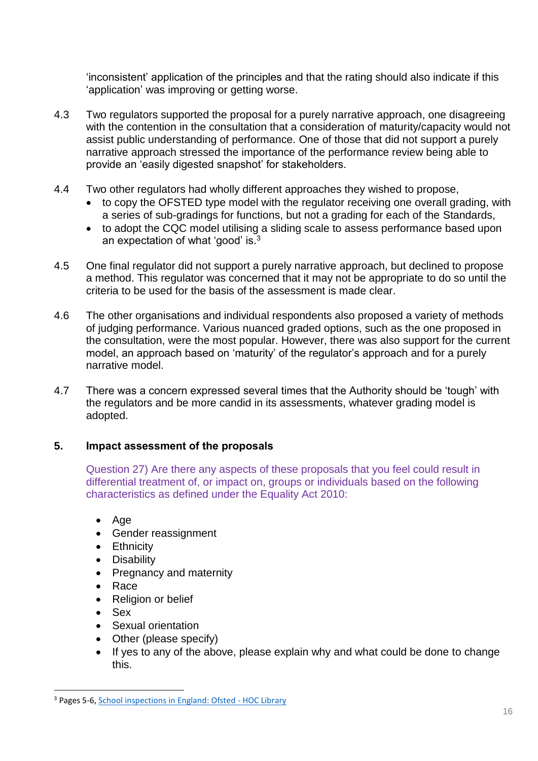'inconsistent' application of the principles and that the rating should also indicate if this 'application' was improving or getting worse.

4.3 Two regulators supported the proposal for a purely narrative approach, one disagreeing with the contention in the consultation that a consideration of maturity/capacity would not assist public understanding of performance. One of those that did not support a purely narrative approach stressed the importance of the performance review being able to provide an 'easily digested snapshot' for stakeholders.

4.4 Two other regulators had wholly different approaches they wished to propose,

- to copy the OFSTED type model with the regulator receiving one overall grading, with a series of sub-gradings for functions, but not a grading for each of the Standards,
- to adopt the CQC model utilising a sliding scale to assess performance based upon an expectation of what 'good' is.[3]

4.5 One final regulator did not support a purely narrative approach, but declined to propose a method. This regulator was concerned that it may not be appropriate to do so until the criteria to be used for the basis of the assessment is made clear.

4.6 The other organisations and individual respondents also proposed a variety of methods of judging performance. Various nuanced graded options, such as the one proposed in the consultation, were the most popular. However, there was also support for the current model, an approach based on 'maturity' of the regulator's approach and for a purely narrative model.

4.7 There was a concern expressed several times that the Authority should be 'tough' with the regulators and be more candid in its assessments, whatever grading model is adopted.

## 5. Impact assessment of the proposals

Question 27) Are there any aspects of these proposals that you feel could result in differential treatment of, or impact on, groups or individuals based on the following characteristics as defined under the Equality Act 2010:

- Age
- Gender reassignment
- Ethnicity
- Disability
- Pregnancy and maternity
- Race
- Religion or belief
- Sex
- Sexual orientation
- Other (please specify)
- If yes to any of the above, please explain why and what could be done to change this.

[3] Pages 5-6, School inspections in England: Ofsted - HOC Library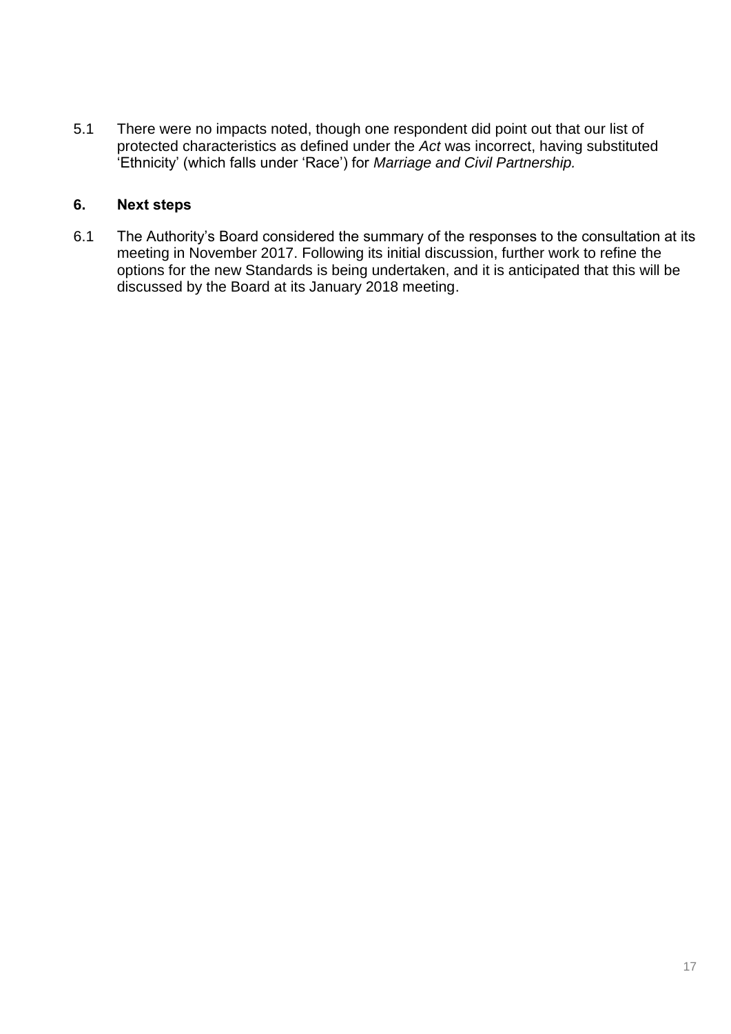5.1 There were no impacts noted, though one respondent did point out that our list of protected characteristics as defined under the *Act* was incorrect, having substituted 'Ethnicity' (which falls under 'Race') for *Marriage and Civil Partnership.*

## 6. Next steps

6.1 The Authority's Board considered the summary of the responses to the consultation at its meeting in November 2017. Following its initial discussion, further work to refine the options for the new Standards is being undertaken, and it is anticipated that this will be discussed by the Board at its January 2018 meeting.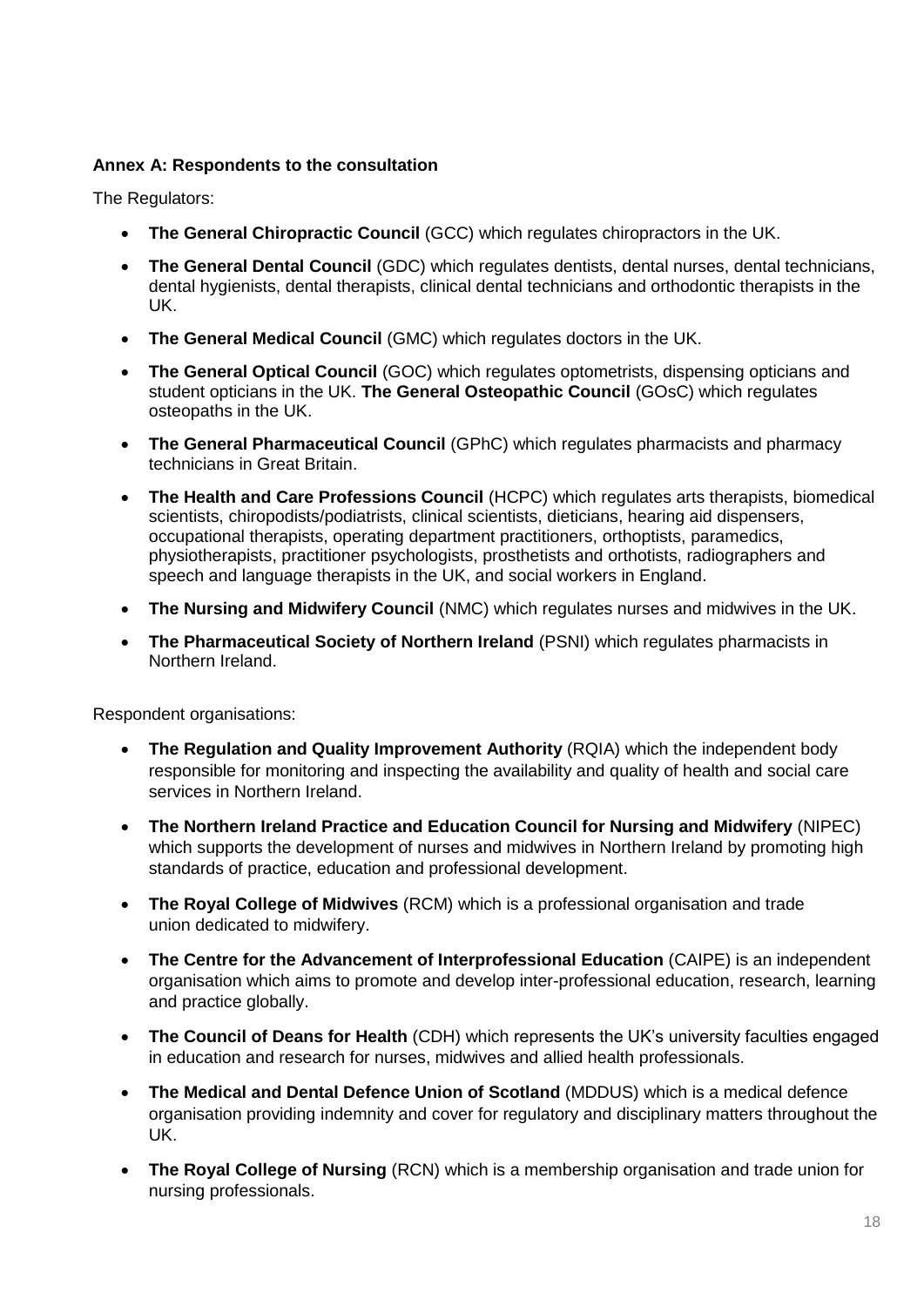**Annex A: Respondents to the consultation**

The Regulators:

- **The General Chiropractic Council** (GCC) which regulates chiropractors in the UK.
- **The General Dental Council** (GDC) which regulates dentists, dental nurses, dental technicians, dental hygienists, dental therapists, clinical dental technicians and orthodontic therapists in the UK.
- **The General Medical Council** (GMC) which regulates doctors in the UK.
- **The General Optical Council** (GOC) which regulates optometrists, dispensing opticians and student opticians in the UK. **The General Osteopathic Council** (GOsC) which regulates osteopaths in the UK.
- **The General Pharmaceutical Council** (GPhC) which regulates pharmacists and pharmacy technicians in Great Britain.
- **The Health and Care Professions Council** (HCPC) which regulates arts therapists, biomedical scientists, chiropodists/podiatrists, clinical scientists, dieticians, hearing aid dispensers, occupational therapists, operating department practitioners, orthoptists, paramedics, physiotherapists, practitioner psychologists, prosthetists and orthotists, radiographers and speech and language therapists in the UK, and social workers in England.
- **The Nursing and Midwifery Council** (NMC) which regulates nurses and midwives in the UK.
- **The Pharmaceutical Society of Northern Ireland** (PSNI) which regulates pharmacists in Northern Ireland.

Respondent organisations:

- **The Regulation and Quality Improvement Authority** (RQIA) which the independent body responsible for monitoring and inspecting the availability and quality of health and social care services in Northern Ireland.
- **The Northern Ireland Practice and Education Council for Nursing and Midwifery** (NIPEC) which supports the development of nurses and midwives in Northern Ireland by promoting high standards of practice, education and professional development.
- **The Royal College of Midwives** (RCM) which is a professional organisation and trade union dedicated to midwifery.
- **The Centre for the Advancement of Interprofessional Education** (CAIPE) is an independent organisation which aims to promote and develop inter-professional education, research, learning and practice globally.
- **The Council of Deans for Health** (CDH) which represents the UK's university faculties engaged in education and research for nurses, midwives and allied health professionals.
- **The Medical and Dental Defence Union of Scotland** (MDDUS) which is a medical defence organisation providing indemnity and cover for regulatory and disciplinary matters throughout the UK.
- **The Royal College of Nursing** (RCN) which is a membership organisation and trade union for nursing professionals.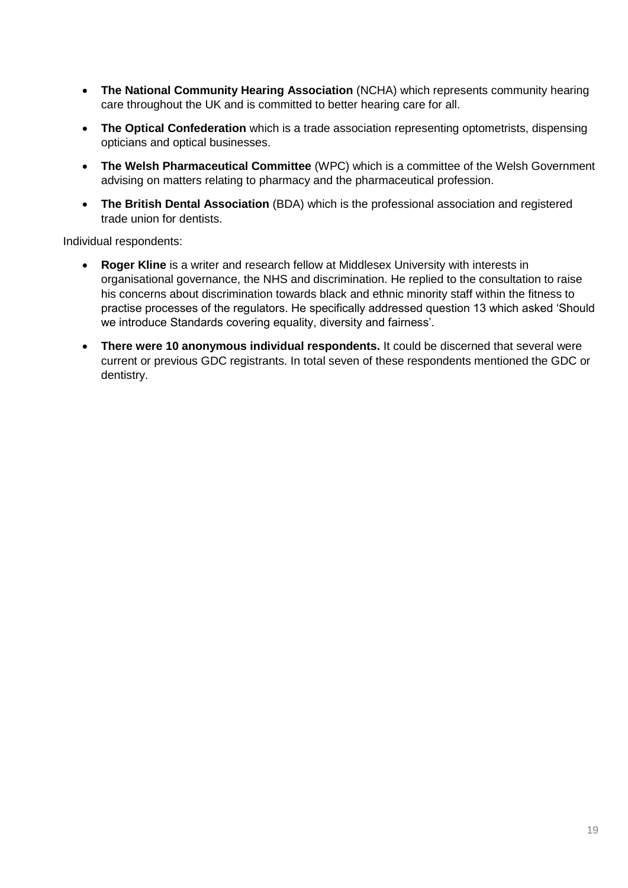- **The National Community Hearing Association** (NCHA) which represents community hearing care throughout the UK and is committed to better hearing care for all.
- **The Optical Confederation** which is a trade association representing optometrists, dispensing opticians and optical businesses.
- **The Welsh Pharmaceutical Committee** (WPC) which is a committee of the Welsh Government advising on matters relating to pharmacy and the pharmaceutical profession.
- **The British Dental Association** (BDA) which is the professional association and registered trade union for dentists.

Individual respondents:

- **Roger Kline** is a writer and research fellow at Middlesex University with interests in organisational governance, the NHS and discrimination. He replied to the consultation to raise his concerns about discrimination towards black and ethnic minority staff within the fitness to practise processes of the regulators. He specifically addressed question 13 which asked 'Should we introduce Standards covering equality, diversity and fairness'.
- **There were 10 anonymous individual respondents.** It could be discerned that several were current or previous GDC registrants. In total seven of these respondents mentioned the GDC or dentistry.